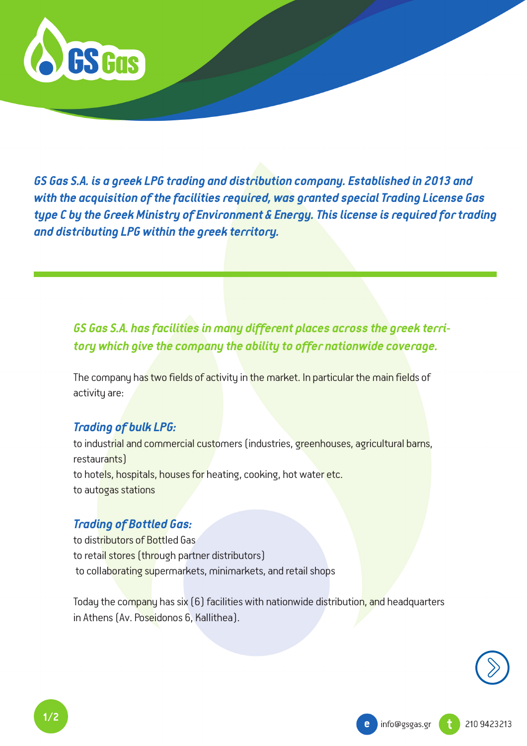# GS Gas

***GS Gas S.A. is a greek LPG trading and distribution company. Established in 2013 and with the acquisition of the facilities required, was granted special Trading License Gas type C by the Greek Ministry of Environment & Energy. This license is required for trading and distributing LPG within the greek territory.***

---

***GS Gas S.A. has facilities in many different places across the greek territory which give the company the ability to offer nationwide coverage.***

The company has two fields of activity in the market. In particular the main fields of activity are:

### *Trading of bulk LPG:*

to industrial and commercial customers (industries, greenhouses, agricultural barns, restaurants)
to hotels, hospitals, houses for heating, cooking, hot water etc.
to autogas stations

### *Trading of Bottled Gas:*

to distributors of Bottled Gas
to retail stores (through partner distributors)
to collaborating supermarkets, minimarkets, and retail shops

Today the company has six (6) facilities with nationwide distribution, and headquarters in Athens (Av. Poseidonos 6, Kallithea).

e info@gsgas.gr t 210 9423213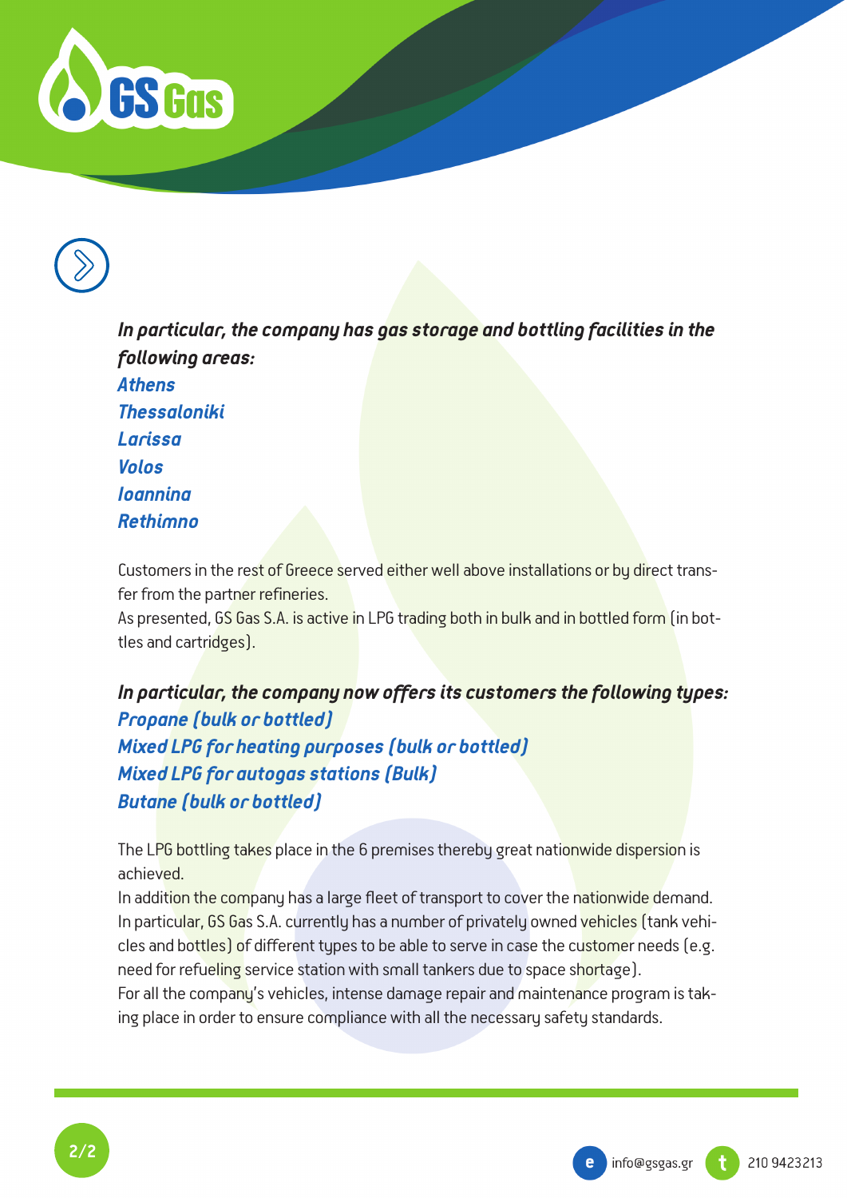***In particular, the company has gas storage and bottling facilities in the following areas:***

***Athens***
***Thessaloniki***
***Larissa***
***Volos***
***Ioannina***
***Rethimno***

Customers in the rest of Greece served either well above installations or by direct transfer from the partner refineries.
As presented, GS Gas S.A. is active in LPG trading both in bulk and in bottled form (in bottles and cartridges).

***In particular, the company now offers its customers the following types:***

***Propane (bulk or bottled)***
***Mixed LPG for heating purposes (bulk or bottled)***
***Mixed LPG for autogas stations (Bulk)***
***Butane (bulk or bottled)***

The LPG bottling takes place in the 6 premises thereby great nationwide dispersion is achieved.
In addition the company has a large fleet of transport to cover the nationwide demand.
In particular, GS Gas S.A. currently has a number of privately owned vehicles (tank vehicles and bottles) of different types to be able to serve in case the customer needs (e.g. need for refueling service station with small tankers due to space shortage).
For all the company's vehicles, intense damage repair and maintenance program is taking place in order to ensure compliance with all the necessary safety standards.

e info@gsgas.gr t 210 9423213